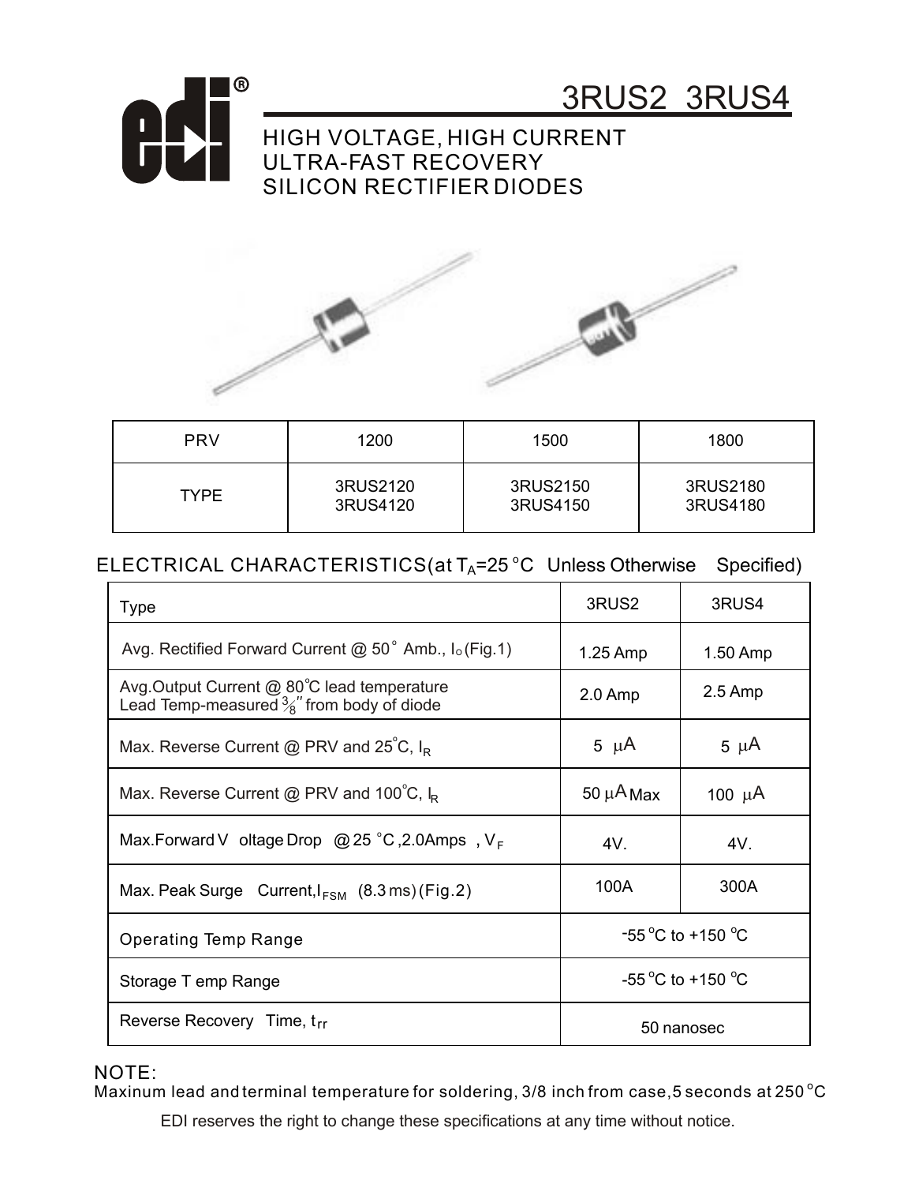# 3RUS2 3RUS4

## HIGH VOLTAGE, HIGH CURRENT ULTRA-FAST RECOVERY SILICON RECTIFIER DIODES

| PRV | 1200 | 1500 | 1800 |
|---|---|---|---|
| TYPE | 3RUS2120<br>3RUS4120 | 3RUS2150<br>3RUS4150 | 3RUS2180<br>3RUS4180 |

### ELECTRICAL CHARACTERISTICS(at $T_A$=25 °C Unless Otherwise Specified)

| Type | 3RUS2 | 3RUS4 |
|---|---|---|
| Avg. Rectified Forward Current @ 50° Amb., $I_o$ (Fig.1) | 1.25 Amp | 1.50 Amp |
| Avg.Output Current @ 80°C lead temperature<br>Lead Temp-measured 3/8" from body of diode | 2.0 Amp | 2.5 Amp |
| Max. Reverse Current @ PRV and 25°C, $I_R$ | 5 μA | 5 μA |
| Max. Reverse Current @ PRV and 100°C, $I_R$ | 50 μA Max | 100 μA |
| Max.Forward Voltage Drop @ 25 °C ,2.0Amps , $V_F$ | 4V. | 4V. |
| Max. Peak Surge Current, $I_{FSM}$ (8.3 ms) (Fig.2) | 100A | 300A |
| Operating Temp Range | -55 °C to +150 °C | |
| Storage Temp Range | -55 °C to +150 °C | |
| Reverse Recovery Time, $t_{rr}$ | 50 nanosec | |

NOTE:
Maxinum lead and terminal temperature for soldering, 3/8 inch from case, 5 seconds at 250 °C

EDI reserves the right to change these specifications at any time without notice.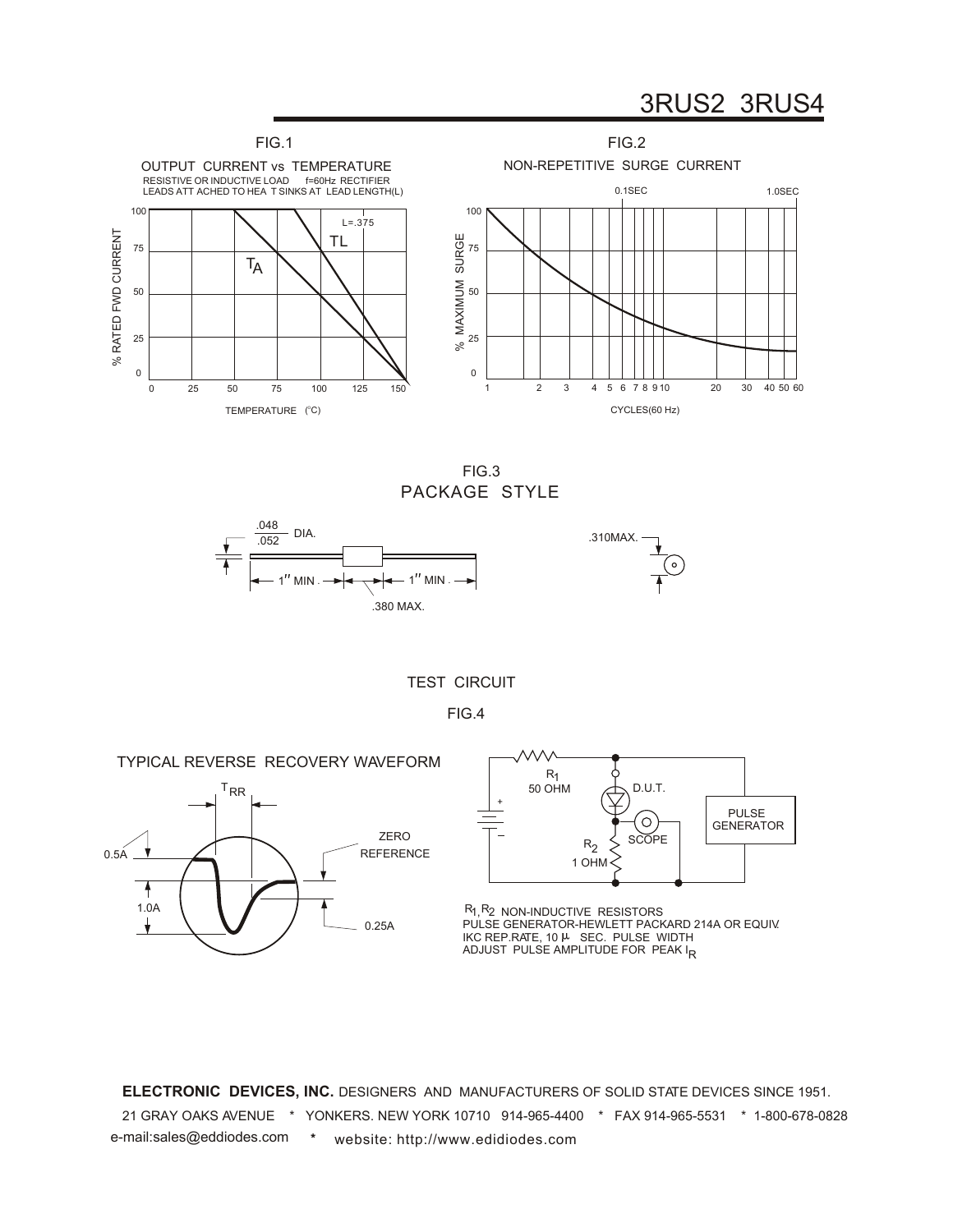# 3RUS2 3RUS4

FIG.1

OUTPUT CURRENT vs TEMPERATURE

RESISTIVE OR INDUCTIVE LOAD f=60Hz RECTIFIER
LEADS ATT ACHED TO HEA T SINKS AT LEAD LENGTH(L)

% RATED FWD CURRENT

100
75
50
25
0

0 25 50 75 100 125 150

TEMPERATURE (°C)

L=.375

TL

$T_A$

FIG.2

NON-REPETITIVE SURGE CURRENT

0.1SEC
1.0SEC

% MAXIMUM SURGE

100
75
50
25
0

1 2 3 4 5 6 7 8 9 10 20 30 40 50 60

CYCLES(60 Hz)

FIG.3

PACKAGE STYLE

.048
.052 DIA.

1" MIN . 1" MIN .

.380 MAX.

.310MAX.

TEST CIRCUIT

FIG.4

TYPICAL REVERSE RECOVERY WAVEFORM

$T_{RR}$

0.5A

1.0A

ZERO REFERENCE

0.25A

$R_1$
50 OHM

D.U.T.

+
–

SCOPE

$R_2$
1 OHM

PULSE GENERATOR

$R_1$, $R_2$ NON-INDUCTIVE RESISTORS
PULSE GENERATOR-HEWLETT PACKARD 214A OR EQUIV.
IKC REP.RATE, 10 μ SEC. PULSE WIDTH
ADJUST PULSE AMPLITUDE FOR PEAK $I_R$

**ELECTRONIC DEVICES, INC.** DESIGNERS AND MANUFACTURERS OF SOLID STATE DEVICES SINCE 1951.

21 GRAY OAKS AVENUE * YONKERS. NEW YORK 10710 914-965-4400 * FAX 914-965-5531 * 1-800-678-0828

e-mail:sales@eddiodes.com * website: http://www.edidiodes.com